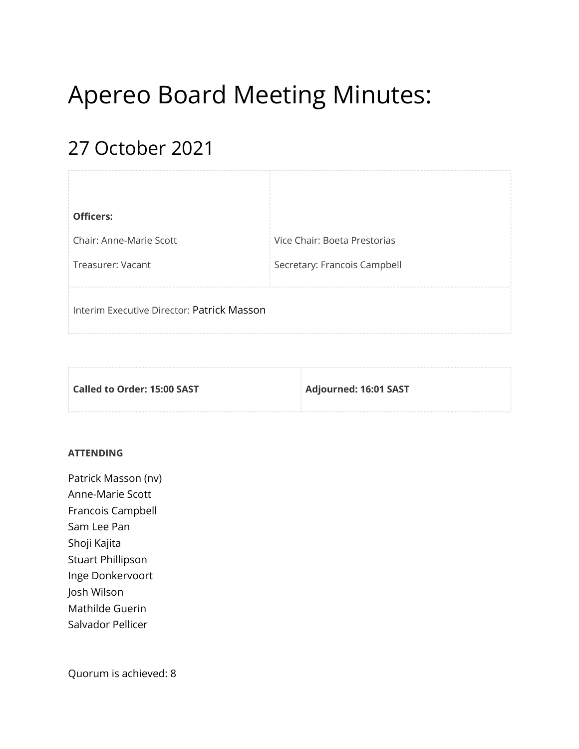# Apereo Board Meeting Minutes:

## 27 October 2021

| **Officers:**<br><br>Chair: Anne-Marie Scott<br><br>Treasurer: Vacant | Vice Chair: Boeta Prestorias<br><br>Secretary: Francois Campbell |
|---|---|
| Interim Executive Director: Patrick Masson | |

| **Called to Order: 15:00 SAST** | **Adjourned: 16:01 SAST** |
|---|---|

**ATTENDING**

Patrick Masson (nv)
Anne-Marie Scott
Francois Campbell
Sam Lee Pan
Shoji Kajita
Stuart Phillipson
Inge Donkervoort
Josh Wilson
Mathilde Guerin
Salvador Pellicer

Quorum is achieved: 8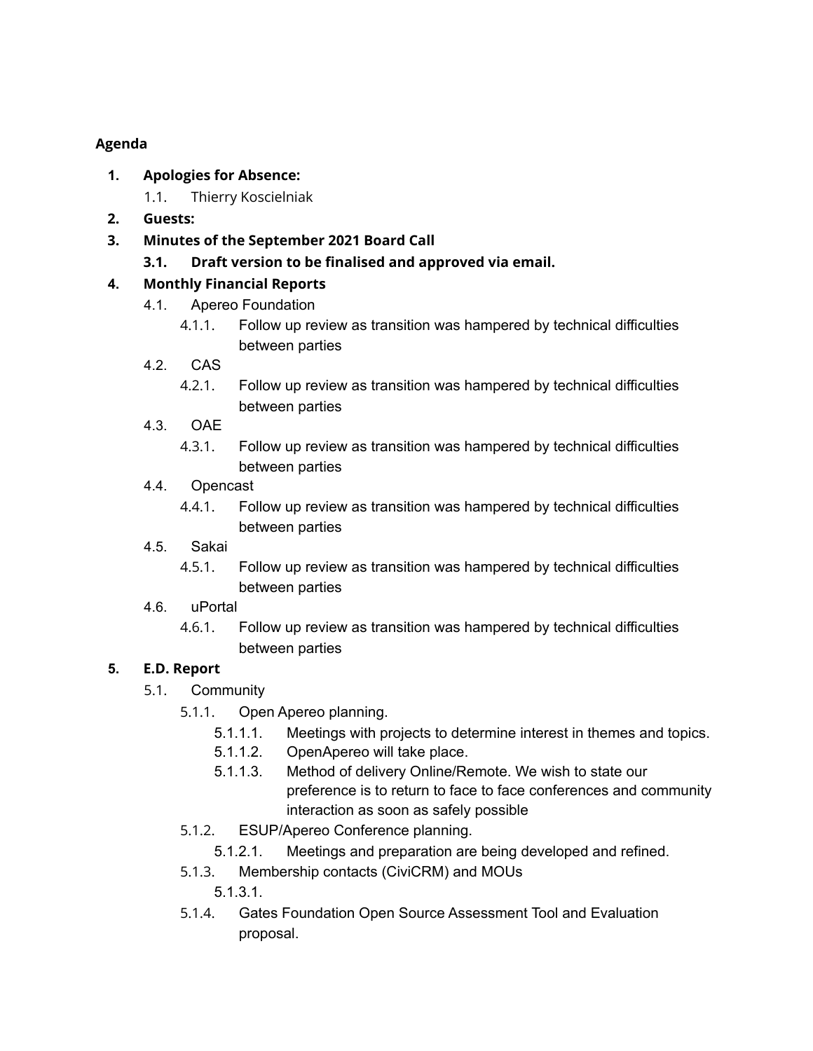**Agenda**

1. **Apologies for Absence:**
    1.1. Thierry Koscielniak
2. **Guests:**
3. **Minutes of the September 2021 Board Call**
    **3.1. Draft version to be finalised and approved via email.**
4. **Monthly Financial Reports**
    4.1. Apereo Foundation
        4.1.1. Follow up review as transition was hampered by technical difficulties between parties
    4.2. CAS
        4.2.1. Follow up review as transition was hampered by technical difficulties between parties
    4.3. OAE
        4.3.1. Follow up review as transition was hampered by technical difficulties between parties
    4.4. Opencast
        4.4.1. Follow up review as transition was hampered by technical difficulties between parties
    4.5. Sakai
        4.5.1. Follow up review as transition was hampered by technical difficulties between parties
    4.6. uPortal
        4.6.1. Follow up review as transition was hampered by technical difficulties between parties
5. **E.D. Report**
    5.1. Community
        5.1.1. Open Apereo planning.
            5.1.1.1. Meetings with projects to determine interest in themes and topics.
            5.1.1.2. OpenApereo will take place.
            5.1.1.3. Method of delivery Online/Remote. We wish to state our preference is to return to face to face conferences and community interaction as soon as safely possible
        5.1.2. ESUP/Apereo Conference planning.
            5.1.2.1. Meetings and preparation are being developed and refined.
        5.1.3. Membership contacts (CiviCRM) and MOUs
            5.1.3.1.
        5.1.4. Gates Foundation Open Source Assessment Tool and Evaluation proposal.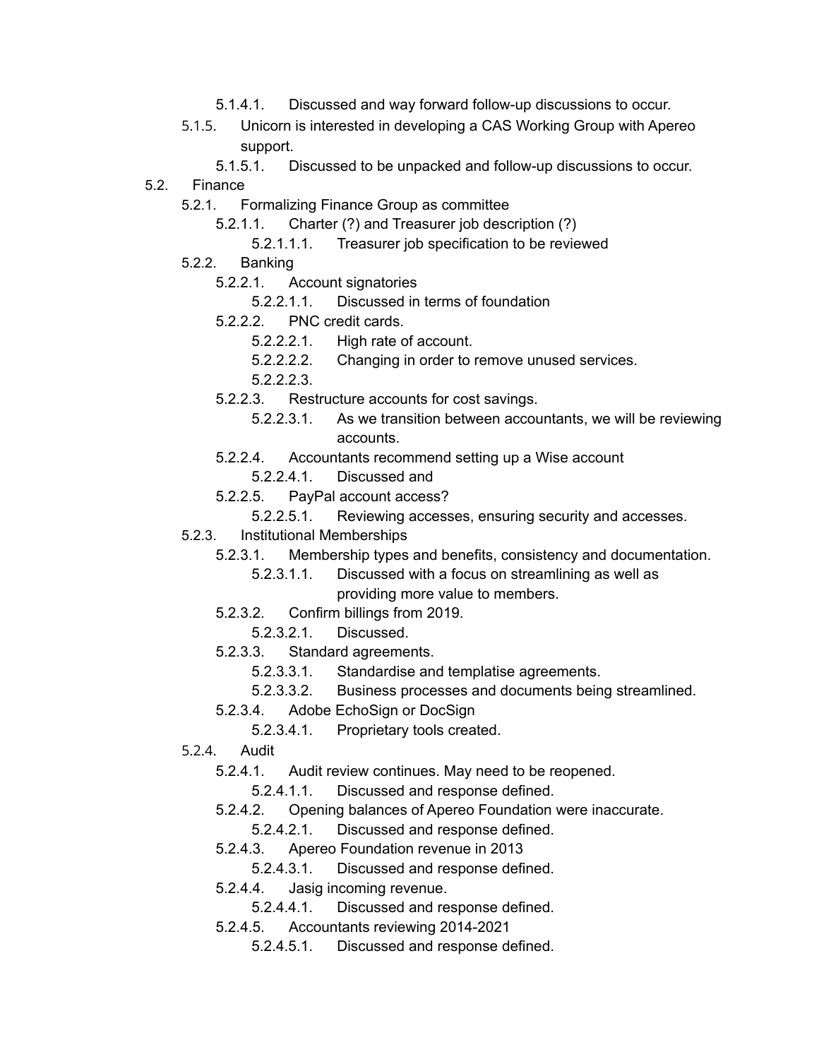- 5.1.4.1. Discussed and way forward follow-up discussions to occur.
- 5.1.5. Unicorn is interested in developing a CAS Working Group with Apereo support.
  - 5.1.5.1. Discussed to be unpacked and follow-up discussions to occur.
- 5.2. Finance
  - 5.2.1. Formalizing Finance Group as committee
    - 5.2.1.1. Charter (?) and Treasurer job description (?)
      - 5.2.1.1.1. Treasurer job specification to be reviewed
  - 5.2.2. Banking
    - 5.2.2.1. Account signatories
      - 5.2.2.1.1. Discussed in terms of foundation
    - 5.2.2.2. PNC credit cards.
      - 5.2.2.2.1. High rate of account.
      - 5.2.2.2.2. Changing in order to remove unused services.
      - 5.2.2.2.3.
    - 5.2.2.3. Restructure accounts for cost savings.
      - 5.2.2.3.1. As we transition between accountants, we will be reviewing accounts.
    - 5.2.2.4. Accountants recommend setting up a Wise account
      - 5.2.2.4.1. Discussed and
    - 5.2.2.5. PayPal account access?
      - 5.2.2.5.1. Reviewing accesses, ensuring security and accesses.
  - 5.2.3. Institutional Memberships
    - 5.2.3.1. Membership types and benefits, consistency and documentation.
      - 5.2.3.1.1. Discussed with a focus on streamlining as well as providing more value to members.
    - 5.2.3.2. Confirm billings from 2019.
      - 5.2.3.2.1. Discussed.
    - 5.2.3.3. Standard agreements.
      - 5.2.3.3.1. Standardise and templatise agreements.
      - 5.2.3.3.2. Business processes and documents being streamlined.
    - 5.2.3.4. Adobe EchoSign or DocSign
      - 5.2.3.4.1. Proprietary tools created.
  - 5.2.4. Audit
    - 5.2.4.1. Audit review continues. May need to be reopened.
      - 5.2.4.1.1. Discussed and response defined.
    - 5.2.4.2. Opening balances of Apereo Foundation were inaccurate.
      - 5.2.4.2.1. Discussed and response defined.
    - 5.2.4.3. Apereo Foundation revenue in 2013
      - 5.2.4.3.1. Discussed and response defined.
    - 5.2.4.4. Jasig incoming revenue.
      - 5.2.4.4.1. Discussed and response defined.
    - 5.2.4.5. Accountants reviewing 2014-2021
      - 5.2.4.5.1. Discussed and response defined.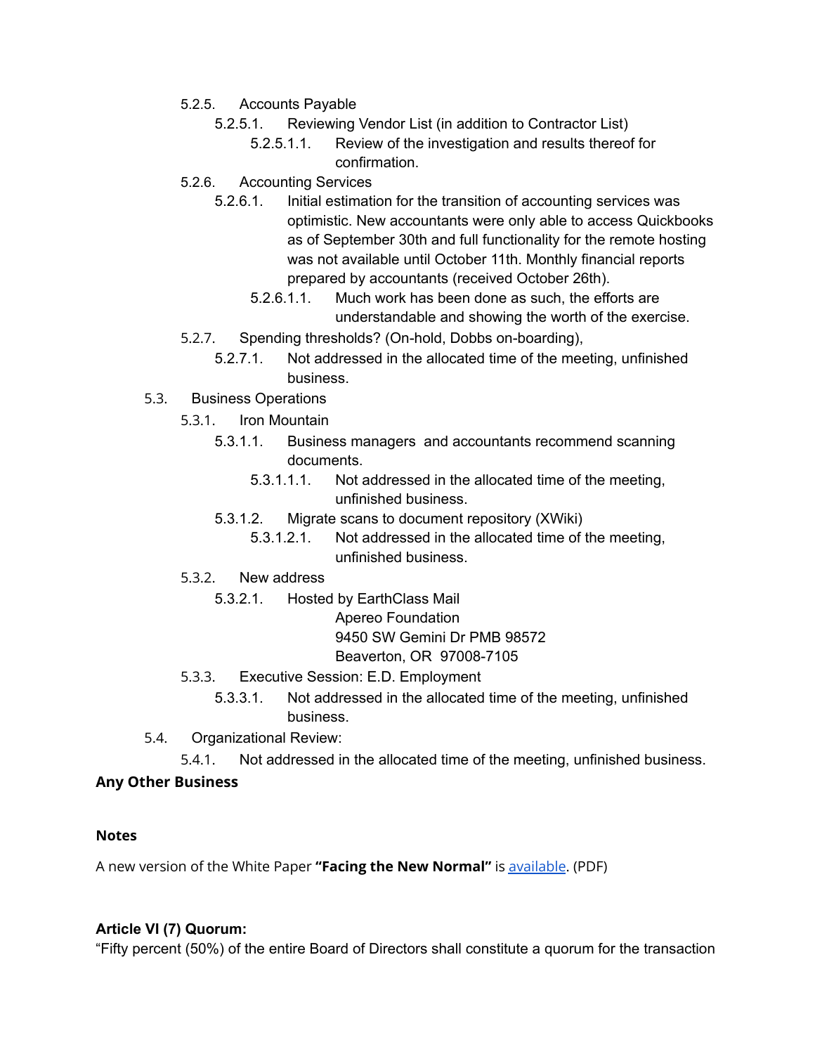- 5.2.5. Accounts Payable
  - 5.2.5.1. Reviewing Vendor List (in addition to Contractor List)
    - 5.2.5.1.1. Review of the investigation and results thereof for confirmation.
- 5.2.6. Accounting Services
  - 5.2.6.1. Initial estimation for the transition of accounting services was optimistic. New accountants were only able to access Quickbooks as of September 30th and full functionality for the remote hosting was not available until October 11th. Monthly financial reports prepared by accountants (received October 26th).
    - 5.2.6.1.1. Much work has been done as such, the efforts are understandable and showing the worth of the exercise.
- 5.2.7. Spending thresholds? (On-hold, Dobbs on-boarding),
  - 5.2.7.1. Not addressed in the allocated time of the meeting, unfinished business.

5.3. Business Operations

- 5.3.1. Iron Mountain
  - 5.3.1.1. Business managers and accountants recommend scanning documents.
    - 5.3.1.1.1. Not addressed in the allocated time of the meeting, unfinished business.
  - 5.3.1.2. Migrate scans to document repository (XWiki)
    - 5.3.1.2.1. Not addressed in the allocated time of the meeting, unfinished business.
- 5.3.2. New address
  - 5.3.2.1. Hosted by EarthClass Mail

    Apereo Foundation
    9450 SW Gemini Dr PMB 98572
    Beaverton, OR 97008-7105
- 5.3.3. Executive Session: E.D. Employment
  - 5.3.3.1. Not addressed in the allocated time of the meeting, unfinished business.

5.4. Organizational Review:

- 5.4.1. Not addressed in the allocated time of the meeting, unfinished business.

### Any Other Business

### Notes

A new version of the White Paper **"Facing the New Normal"** is available. (PDF)

### Article VI (7) Quorum:

"Fifty percent (50%) of the entire Board of Directors shall constitute a quorum for the transaction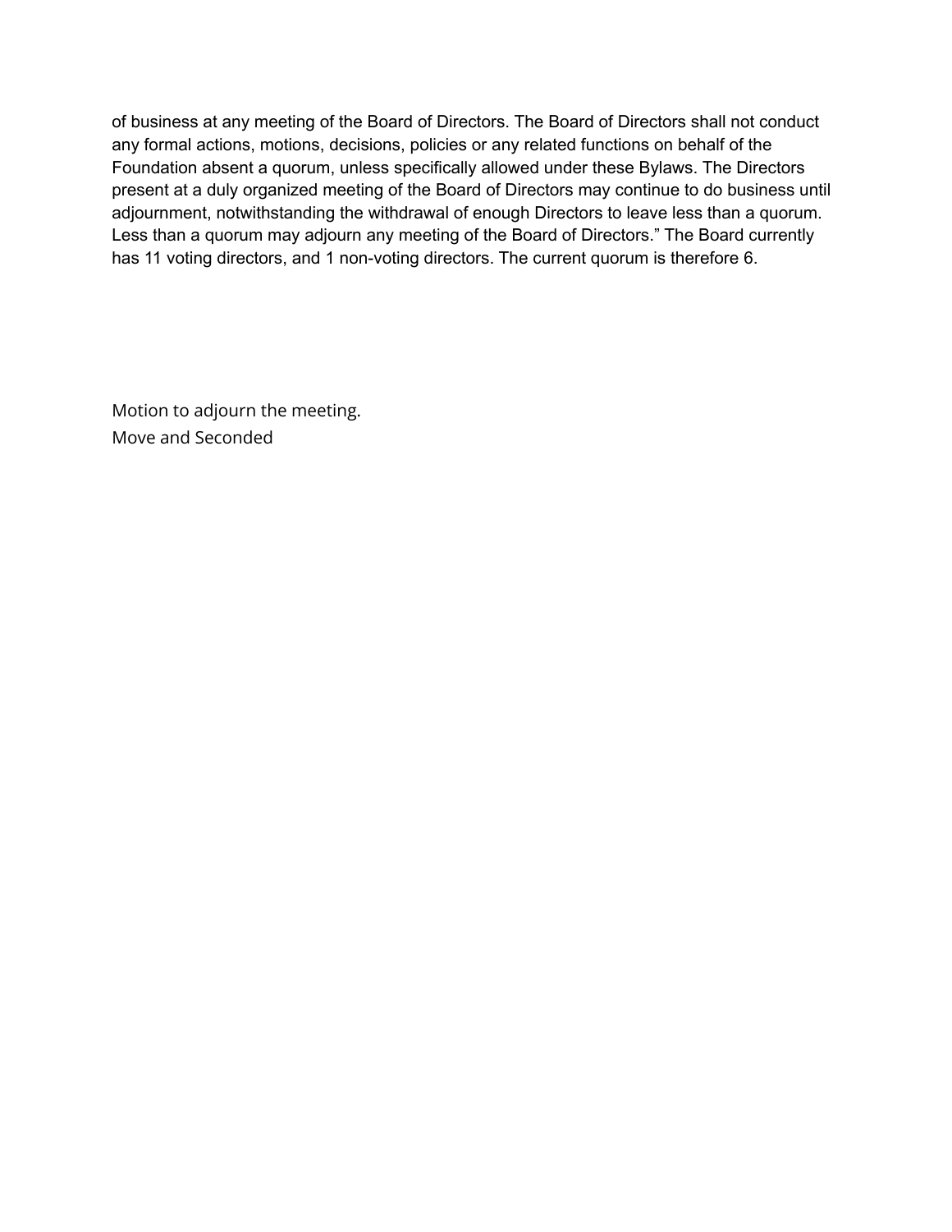of business at any meeting of the Board of Directors. The Board of Directors shall not conduct any formal actions, motions, decisions, policies or any related functions on behalf of the Foundation absent a quorum, unless specifically allowed under these Bylaws. The Directors present at a duly organized meeting of the Board of Directors may continue to do business until adjournment, notwithstanding the withdrawal of enough Directors to leave less than a quorum. Less than a quorum may adjourn any meeting of the Board of Directors." The Board currently has 11 voting directors, and 1 non-voting directors. The current quorum is therefore 6.

Motion to adjourn the meeting.
Move and Seconded